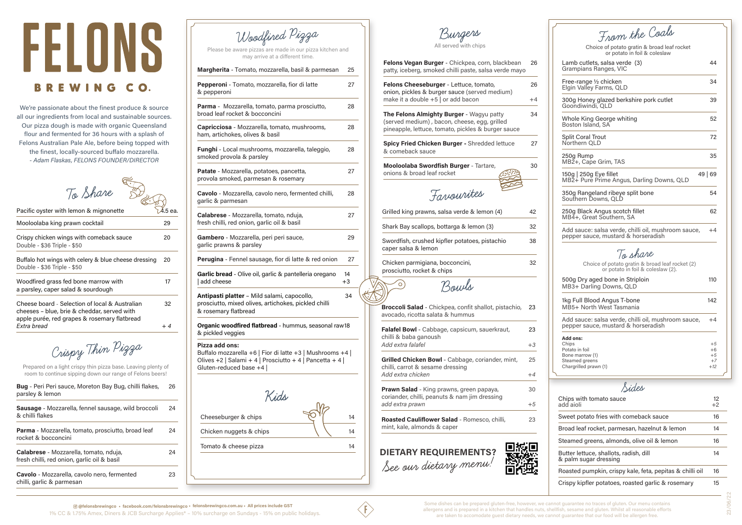# FELONS

## BREWING CO.

We're passionate about the finest produce & source all our ingredients from local and sustainable sources. Our pizza dough is made with organic Queensland flour and fermented for 36 hours with a splash of Felons Australian Pale Ale, before being topped with the finest, locally-sourced buffalo mozzarella.
*- Adam Flaskas, FELONS FOUNDER/DIRECTOR*

## To Share

| Item | Price |
|---|---|
| Pacific oyster with lemon & mignonette | 4.5 ea. |
| Mooloolaba king prawn cocktail | 29 |
| Crispy chicken wings with comeback sauce<br>Double - $36 Triple - $50 | 20 |
| Buffalo hot wings with celery & blue cheese dressing<br>Double - $36 Triple - $50 | 20 |
| Woodfired grass fed bone marrow with a parsley, caper salad & sourdough | 17 |
| Cheese board - Selection of local & Australian cheeses – blue, brie & cheddar, served with apple purée, red grapes & rosemary flatbread | 32 |
| *Extra bread* | + 4 |

## Crispy Thin Pizza

Prepared on a light crispy thin pizza base. Leaving plenty of room to continue sipping down our range of Felons beers!

| Item | Price |
|---|---|
| **Bug** - Peri Peri sauce, Moreton Bay Bug, chilli flakes, parsley & lemon | 26 |
| **Sausage** - Mozzarella, fennel sausage, wild broccoli & chilli flakes | 24 |
| **Parma** - Mozzarella, tomato, prosciutto, broad leaf rocket & bocconcini | 24 |
| **Calabrese** - Mozzarella, tomato, nduja, fresh chilli, red onion, garlic oil & basil | 24 |
| **Cavolo** - Mozzarella, cavolo nero, fermented chilli, garlic & parmesan | 23 |

## Woodfired Pizza

Please be aware pizzas are made in our pizza kitchen and may arrive at a different time.

| Item | Price |
|---|---|
| **Margherita** - Tomato, mozzarella, basil & parmesan | 25 |
| **Pepperoni** - Tomato, mozzarella, fior di latte & pepperoni | 27 |
| **Parma** - Mozzarella, tomato, parma prosciutto, broad leaf rocket & bocconcini | 28 |
| **Capricciosa** - Mozzarella, tomato, mushrooms, ham, artichokes, olives & basil | 28 |
| **Funghi** - Local mushrooms, mozzarella, taleggio, smoked provola & parsley | 28 |
| **Patate** - Mozzarella, potatoes, pancetta, provola smoked, parmesan & rosemary | 27 |
| **Cavolo** - Mozzarella, cavolo nero, fermented chilli, garlic & parmesan | 28 |
| **Calabrese** - Mozzarella, tomato, nduja, fresh chilli, red onion, garlic oil & basil | 27 |
| **Gambero** - Mozzarella, peri peri sauce, garlic prawns & parsley | 29 |
| **Perugina** - Fennel sausage, fior di latte & red onion | 27 |
| **Garlic bread** - Olive oil, garlic & pantelleria oregano \| add cheese | 14 \| +3 |
| **Antipasti platter** – Mild salami, capocollo, prosciutto, mixed olives, artichokes, pickled chilli & rosemary flatbread | 34 |
| **Organic woodfired flatbread** - hummus, seasonal raw & pickled veggies | 18 |

**Pizza add ons:**
Buffalo mozzarella +6 | Fior di latte +3 | Mushrooms +4 | Olives +2 | Salami + 4 | Prosciutto + 4 | Pancetta + 4 | Gluten-reduced base +4 |

## Kids

| Item | Price |
|---|---|
| Cheeseburger & chips | 14 |
| Chicken nuggets & chips | 14 |
| Tomato & cheese pizza | 14 |

## Burgers

All served with chips

| Item | Price |
|---|---|
| **Felons Vegan Burger** - Chickpea, corn, blackbean patty, iceberg, smoked chilli paste, salsa verde mayo | 26 |
| **Felons Cheeseburger** - Lettuce, tomato, onion, pickles & burger sauce (served medium) | 26 |
| make it a double +5 \| or add bacon | +4 |
| **The Felons Almighty Burger** - Wagyu patty (served medium), bacon, cheese, egg, grilled pineapple, lettuce, tomato, pickles & burger sauce | 34 |
| **Spicy Fried Chicken Burger -** Shredded lettuce & comeback sauce | 27 |
| **Mooloolaba Swordfish Burger** - Tartare, onions & broad leaf rocket | 30 |

## Favourites

| Item | Price |
|---|---|
| Grilled king prawns, salsa verde & lemon (4) | 42 |
| Shark Bay scallops, bottarga & lemon (3) | 32 |
| Swordfish, crushed kipfler potatoes, pistachio caper salsa & lemon | 38 |
| Chicken parmigiana, bocconcini, prosciutto, rocket & chips | 32 |

## Bowls

| Item | Price |
|---|---|
| **Broccoli Salad** - Chickpea, confit shallot, pistachio, avocado, ricotta salata & hummus | 23 |
| **Falafel Bowl** - Cabbage, capsicum, sauerkraut, chilli & baba ganoush | 23 |
| *Add extra falafel* | +3 |
| **Grilled Chicken Bowl** - Cabbage, coriander, mint, chilli, carrot & sesame dressing | 25 |
| *Add extra chicken* | +4 |
| **Prawn Salad** - King prawns, green papaya, coriander, chilli, peanuts & nam jim dressing | 30 |
| *add extra prawn* | +5 |
| **Roasted Cauliflower Salad** - Romesco, chilli, mint, kale, almonds & caper | 23 |

**DIETARY REQUIREMENTS?**
*See our dietary menu!*

## From the Coals

Choice of potato gratin & broad leaf rocket or potato in foil & coleslaw

| Item | Price |
|---|---|
| Lamb cutlets, salsa verde (3)<br>Grampians Ranges, VIC | 44 |
| Free-range ½ chicken<br>Elgin Valley Farms, QLD | 34 |
| 300g Honey glazed berkshire pork cutlet<br>Goondiwindi, QLD | 39 |
| Whole King George whiting<br>Boston Island, SA | 52 |
| Split Coral Trout<br>Northern QLD | 72 |
| 250g Rump<br>MB2+, Cape Grim, TAS | 35 |
| 150g \| 250g Eye fillet<br>MB2+ Pure Prime Angus, Darling Downs, QLD | 49 \| 69 |
| 350g Rangeland ribeye split bone<br>Southern Downs, QLD | 54 |
| 250g Black Angus scotch fillet<br>MB4+, Great Southern, SA | 62 |
| Add sauce: salsa verde, chilli oil, mushroom sauce, pepper sauce, mustard & horseradish | +4 |

### To share

Choice of potato gratin & broad leaf rocket (2) or potato in foil & coleslaw (2).

| Item | Price |
|---|---|
| 500g Dry aged bone in Striploin<br>MB3+ Darling Downs, QLD | 110 |
| 1kg Full Blood Angus T-bone<br>MB5+ North West Tasmania | 142 |
| Add sauce: salsa verde, chilli oil, mushroom sauce, pepper sauce, mustard & horseradish | +4 |

**Add ons:**

| Item | Price |
|---|---|
| Chips | +5 |
| Potato in foil | +6 |
| Bone marrow (1) | +5 |
| Steamed greens | +7 |
| Chargrilled prawn (1) | +12 |

## Sides

| Item | Price |
|---|---|
| Chips with tomato sauce<br>add aioli | 12<br>+2 |
| Sweet potato fries with comeback sauce | 16 |
| Broad leaf rocket, parmesan, hazelnut & lemon | 14 |
| Steamed greens, almonds, olive oil & lemon | 16 |
| Butter lettuce, shallots, radish, dill & palm sugar dressing | 14 |
| Roasted pumpkin, crispy kale, feta, pepitas & chilli oil | 16 |
| Crispy kipfler potatoes, roasted garlic & rosemary | 15 |

@felonsbrewingco • facebook.com/felonsbrewingco • felonsbrewingco.com.au • All prices include GST
1% CC & 1.75% Amex, Diners & JCB Surcharge Applies* – 10% surcharge on Sundays - 15% on public holidays.

Some dishes can be prepared gluten-free, however, we cannot guarantee no traces of gluten. Our menu contains allergens and is prepared in a kitchen that handles nuts, shellfish, sesame and gluten. Whilst all reasonable efforts are taken to accomodate guest dietary needs, we cannot guarantee that our food will be allergen free.

23/06/22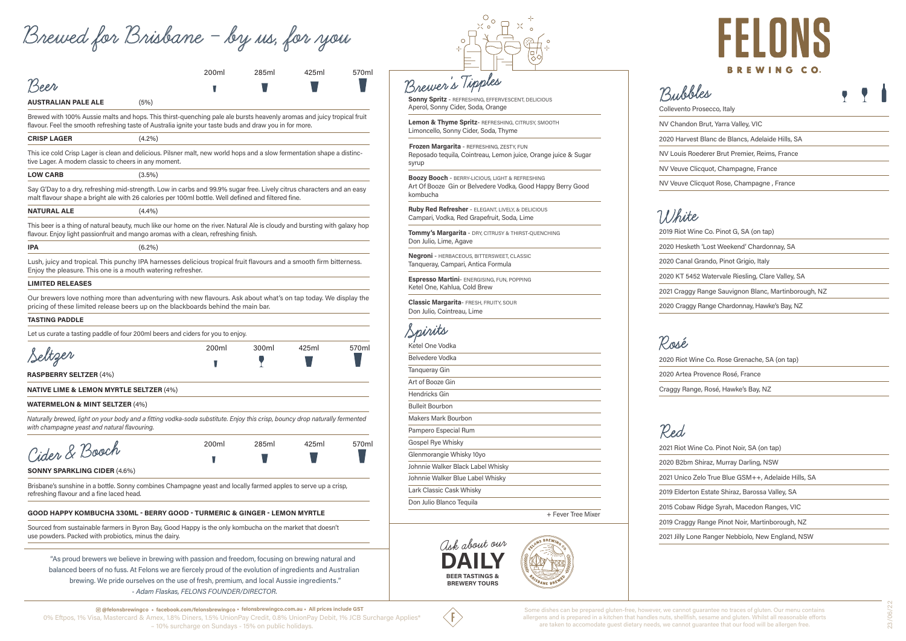# Brewed for Brisbane – by us, for you

## Beer

| | | 200ml | 285ml | 425ml | 570ml |
|---|---|---|---|---|---|

**AUSTRALIAN PALE ALE** (5%)

Brewed with 100% Aussie malts and hops. This thirst-quenching pale ale bursts heavenly aromas and juicy tropical fruit flavour. Feel the smooth refreshing taste of Australia ignite your taste buds and draw you in for more.

**CRISP LAGER** (4.2%)

This ice cold Crisp Lager is clean and delicious. Pilsner malt, new world hops and a slow fermentation shape a distinctive Lager. A modern classic to cheers in any moment.

**LOW CARB** (3.5%)

Say G'Day to a dry, refreshing mid-strength. Low in carbs and 99.9% sugar free. Lively citrus characters and an easy malt flavour shape a bright ale with 26 calories per 100ml bottle. Well defined and filtered fine.

**NATURAL ALE** (4.4%)

This beer is a thing of natural beauty, much like our home on the river. Natural Ale is cloudy and bursting with galaxy hop flavour. Enjoy light passionfruit and mango aromas with a clean, refreshing finish.

**IPA** (6.2%)

Lush, juicy and tropical. This punchy IPA harnesses delicious tropical fruit flavours and a smooth firm bitterness. Enjoy the pleasure. This one is a mouth watering refresher.

**LIMITED RELEASES**

Our brewers love nothing more than adventuring with new flavours. Ask about what's on tap today. We display the pricing of these limited release beers up on the blackboards behind the main bar.

**TASTING PADDLE**

Let us curate a tasting paddle of four 200ml beers and ciders for you to enjoy.

## Seltzer

| | 200ml | 300ml | 425ml | 570ml |
|---|---|---|---|---|

**RASPBERRY SELTZER** (4%)

**NATIVE LIME & LEMON MYRTLE SELTZER** (4%)

**WATERMELON & MINT SELTZER** (4%)

*Naturally brewed, light on your body and a fitting vodka-soda substitute. Enjoy this crisp, bouncy drop naturally fermented with champagne yeast and natural flavouring.*

## Cider & Booch

| | 200ml | 285ml | 425ml | 570ml |
|---|---|---|---|---|

**SONNY SPARKLING CIDER** (4.6%)

Brisbane's sunshine in a bottle. Sonny combines Champagne yeast and locally farmed apples to serve up a crisp, refreshing flavour and a fine laced head.

**GOOD HAPPY KOMBUCHA 330ML - BERRY GOOD - TURMERIC & GINGER - LEMON MYRTLE**

Sourced from sustainable farmers in Byron Bay, Good Happy is the only kombucha on the market that doesn't use powders. Packed with probiotics, minus the dairy.

"As proud brewers we believe in brewing with passion and freedom, focusing on brewing natural and balanced beers of no fuss. At Felons we are fiercely proud of the evolution of ingredients and Australian brewing. We pride ourselves on the use of fresh, premium, and local Aussie ingredients."
*- Adam Flaskas, FELONS FOUNDER/DIRECTOR.*

## Brewer's Tipples

**Sonny Spritz** - REFRESHING, EFFERVESCENT, DELICIOUS
Aperol, Sonny Cider, Soda, Orange

**Lemon & Thyme Spritz** - REFRESHING, CITRUSY, SMOOTH
Limoncello, Sonny Cider, Soda, Thyme

**Frozen Margarita** - REFRESHING, ZESTY, FUN
Reposado tequila, Cointreau, Lemon juice, Orange juice & Sugar syrup

**Boozy Booch** - BERRY-LICIOUS, LIGHT & REFRESHING
Art Of Booze Gin or Belvedere Vodka, Good Happy Berry Good kombucha

**Ruby Red Refresher** - ELEGANT, LIVELY, & DELICIOUS
Campari, Vodka, Red Grapefruit, Soda, Lime

**Tommy's Margarita** - DRY, CITRUSY & THIRST-QUENCHING
Don Julio, Lime, Agave

**Negroni** - HERBACEOUS, BITTERSWEET, CLASSIC
Tanqueray, Campari, Antica Formula

**Espresso Martini** - ENERGISING, FUN, POPPING
Ketel One, Kahlua, Cold Brew

**Classic Margarita** - FRESH, FRUITY, SOUR
Don Julio, Cointreau, Lime

## Spirits

- Ketel One Vodka
- Belvedere Vodka
- Tanqueray Gin
- Art of Booze Gin
- Hendricks Gin
- Bulleit Bourbon
- Makers Mark Bourbon
- Pampero Especial Rum
- Gospel Rye Whisky
- Glenmorangie Whisky 10yo
- Johnnie Walker Black Label Whisky
- Johnnie Walker Blue Label Whisky
- Lark Classic Cask Whisky
- Don Julio Blanco Tequila

+ Fever Tree Mixer

Ask about our **DAILY** BEER TASTINGS & BREWERY TOURS

# FELONS BREWING CO.

## Bubbles

- Collevento Prosecco, Italy
- NV Chandon Brut, Yarra Valley, VIC
- 2020 Harvest Blanc de Blancs, Adelaide Hills, SA
- NV Louis Roederer Brut Premier, Reims, France
- NV Veuve Clicquot, Champagne, France
- NV Veuve Clicquot Rose, Champagne , France

## White

- 2019 Riot Wine Co. Pinot G, SA (on tap)
- 2020 Hesketh 'Lost Weekend' Chardonnay, SA
- 2020 Canal Grando, Pinot Grigio, Italy
- 2020 KT 5452 Watervale Riesling, Clare Valley, SA
- 2021 Craggy Range Sauvignon Blanc, Martinborough, NZ
- 2020 Craggy Range Chardonnay, Hawke's Bay, NZ

## Rosé

- 2020 Riot Wine Co. Rose Grenache, SA (on tap)
- 2020 Artea Provence Rosé, France
- Craggy Range, Rosé, Hawke's Bay, NZ

## Red

- 2021 Riot Wine Co. Pinot Noir, SA (on tap)
- 2020 B2bm Shiraz, Murray Darling, NSW
- 2021 Unico Zelo True Blue GSM++, Adelaide Hills, SA
- 2019 Elderton Estate Shiraz, Barossa Valley, SA
- 2015 Cobaw Ridge Syrah, Macedon Ranges, VIC
- 2019 Craggy Range Pinot Noir, Martinborough, NZ
- 2021 Jilly Lone Ranger Nebbiolo, New England, NSW

@felonsbrewingco • facebook.com/felonsbrewingco • felonsbrewingco.com.au • All prices include GST
0% Eftpos, 1% Visa, Mastercard & Amex, 1.8% Diners, 1.5% UnionPay Credit, 0.8% UnionPay Debit, 1% JCB Surcharge Applies* – 10% surcharge on Sundays - 15% on public holidays.

Some dishes can be prepared gluten-free, however, we cannot guarantee no traces of gluten. Our menu contains allergens and is prepared in a kitchen that handles nuts, shellfish, sesame and gluten. Whilst all reasonable efforts are taken to accomodate guest dietary needs, we cannot guarantee that our food will be allergen free.

23/06/22